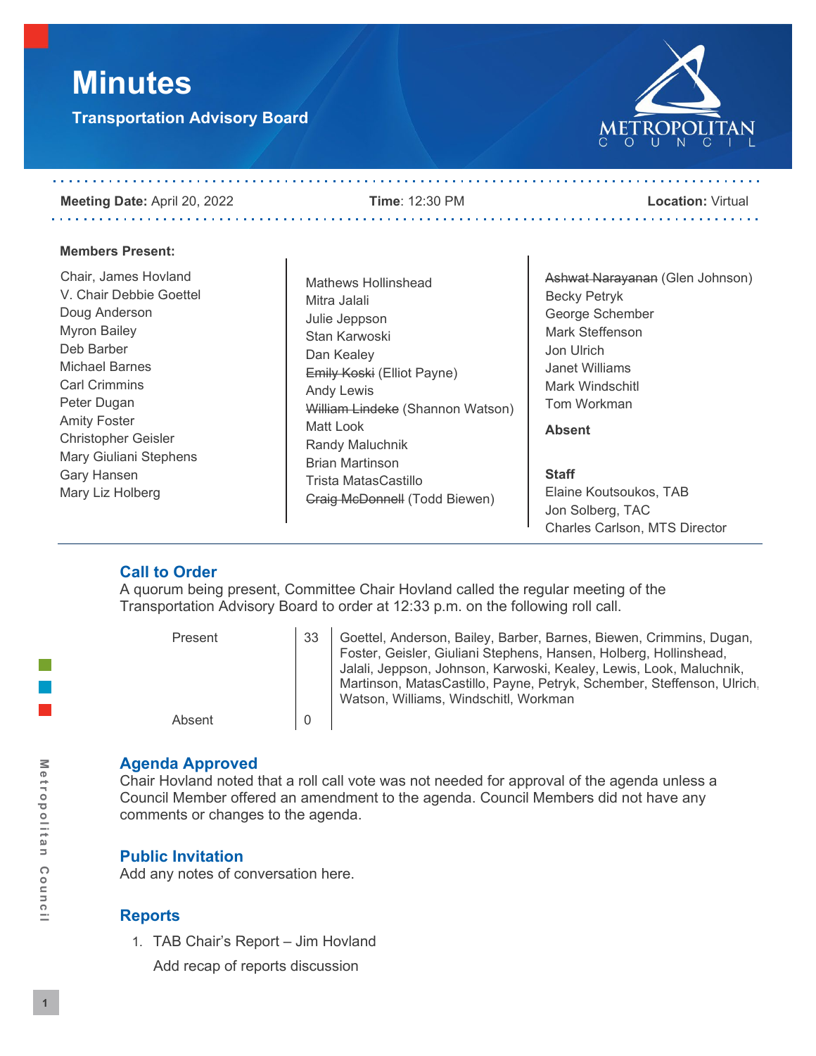# Minutes

## Transportation Advisory Board

**Meeting Date:** April 20, 2022 **Time**: 12:30 PM **Location:** Virtual

**Members Present:**

Chair, James Hovland
V. Chair Debbie Goettel
Doug Anderson
Myron Bailey
Deb Barber
Michael Barnes
Carl Crimmins
Peter Dugan
Amity Foster
Christopher Geisler
Mary Giuliani Stephens
Gary Hansen
Mary Liz Holberg
Mathews Hollinshead
Mitra Jalali
Julie Jeppson
Stan Karwoski
Dan Kealey
~~Emily Koski~~ (Elliot Payne)
Andy Lewis
~~William Lindeke~~ (Shannon Watson)
Matt Look
Randy Maluchnik
Brian Martinson
Trista MatasCastillo
~~Craig McDonnell~~ (Todd Biewen)
~~Ashwat Narayanan~~ (Glen Johnson)
Becky Petryk
George Schember
Mark Steffenson
Jon Ulrich
Janet Williams
Mark Windschitl
Tom Workman

**Absent**

**Staff**

Elaine Koutsoukos, TAB
Jon Solberg, TAC
Charles Carlson, MTS Director

## Call to Order

A quorum being present, Committee Chair Hovland called the regular meeting of the Transportation Advisory Board to order at 12:33 p.m. on the following roll call.

| | | |
|---|---|---|
| Present | 33 | Goettel, Anderson, Bailey, Barber, Barnes, Biewen, Crimmins, Dugan, Foster, Geisler, Giuliani Stephens, Hansen, Holberg, Hollinshead, Jalali, Jeppson, Johnson, Karwoski, Kealey, Lewis, Look, Maluchnik, Martinson, MatasCastillo, Payne, Petryk, Schember, Steffenson, Ulrich, Watson, Williams, Windschitl, Workman |
| Absent | 0 | |

## Agenda Approved

Chair Hovland noted that a roll call vote was not needed for approval of the agenda unless a Council Member offered an amendment to the agenda. Council Members did not have any comments or changes to the agenda.

## Public Invitation

Add any notes of conversation here.

## Reports

1. TAB Chair's Report – Jim Hovland

   Add recap of reports discussion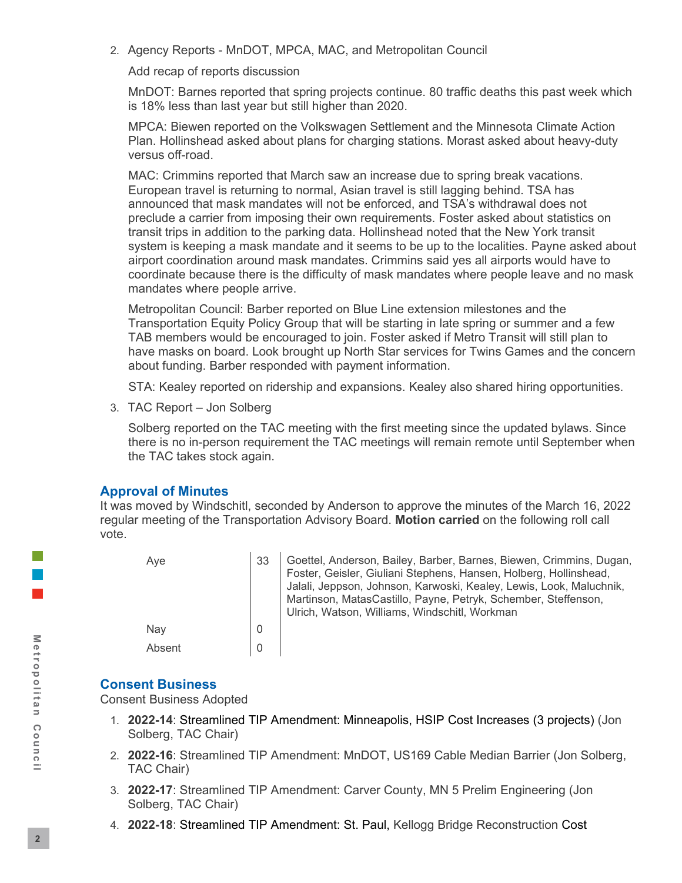2. Agency Reports - MnDOT, MPCA, MAC, and Metropolitan Council

   Add recap of reports discussion

   MnDOT: Barnes reported that spring projects continue. 80 traffic deaths this past week which is 18% less than last year but still higher than 2020.

   MPCA: Biewen reported on the Volkswagen Settlement and the Minnesota Climate Action Plan. Hollinshead asked about plans for charging stations. Morast asked about heavy-duty versus off-road.

   MAC: Crimmins reported that March saw an increase due to spring break vacations. European travel is returning to normal, Asian travel is still lagging behind. TSA has announced that mask mandates will not be enforced, and TSA's withdrawal does not preclude a carrier from imposing their own requirements. Foster asked about statistics on transit trips in addition to the parking data. Hollinshead noted that the New York transit system is keeping a mask mandate and it seems to be up to the localities. Payne asked about airport coordination around mask mandates. Crimmins said yes all airports would have to coordinate because there is the difficulty of mask mandates where people leave and no mask mandates where people arrive.

   Metropolitan Council: Barber reported on Blue Line extension milestones and the Transportation Equity Policy Group that will be starting in late spring or summer and a few TAB members would be encouraged to join. Foster asked if Metro Transit will still plan to have masks on board. Look brought up North Star services for Twins Games and the concern about funding. Barber responded with payment information.

   STA: Kealey reported on ridership and expansions. Kealey also shared hiring opportunities.

3. TAC Report – Jon Solberg

   Solberg reported on the TAC meeting with the first meeting since the updated bylaws. Since there is no in-person requirement the TAC meetings will remain remote until September when the TAC takes stock again.

## Approval of Minutes

It was moved by Windschitl, seconded by Anderson to approve the minutes of the March 16, 2022 regular meeting of the Transportation Advisory Board. **Motion carried** on the following roll call vote.

| | | |
|---|---|---|
| Aye | 33 | Goettel, Anderson, Bailey, Barber, Barnes, Biewen, Crimmins, Dugan, Foster, Geisler, Giuliani Stephens, Hansen, Holberg, Hollinshead, Jalali, Jeppson, Johnson, Karwoski, Kealey, Lewis, Look, Maluchnik, Martinson, MatasCastillo, Payne, Petryk, Schember, Steffenson, Ulrich, Watson, Williams, Windschitl, Workman |
| Nay | 0 | |
| Absent | 0 | |

## Consent Business

Consent Business Adopted

1. **2022-14**: Streamlined TIP Amendment: Minneapolis, HSIP Cost Increases (3 projects) (Jon Solberg, TAC Chair)
2. **2022-16**: Streamlined TIP Amendment: MnDOT, US169 Cable Median Barrier (Jon Solberg, TAC Chair)
3. **2022-17**: Streamlined TIP Amendment: Carver County, MN 5 Prelim Engineering (Jon Solberg, TAC Chair)
4. **2022-18**: Streamlined TIP Amendment: St. Paul, Kellogg Bridge Reconstruction Cost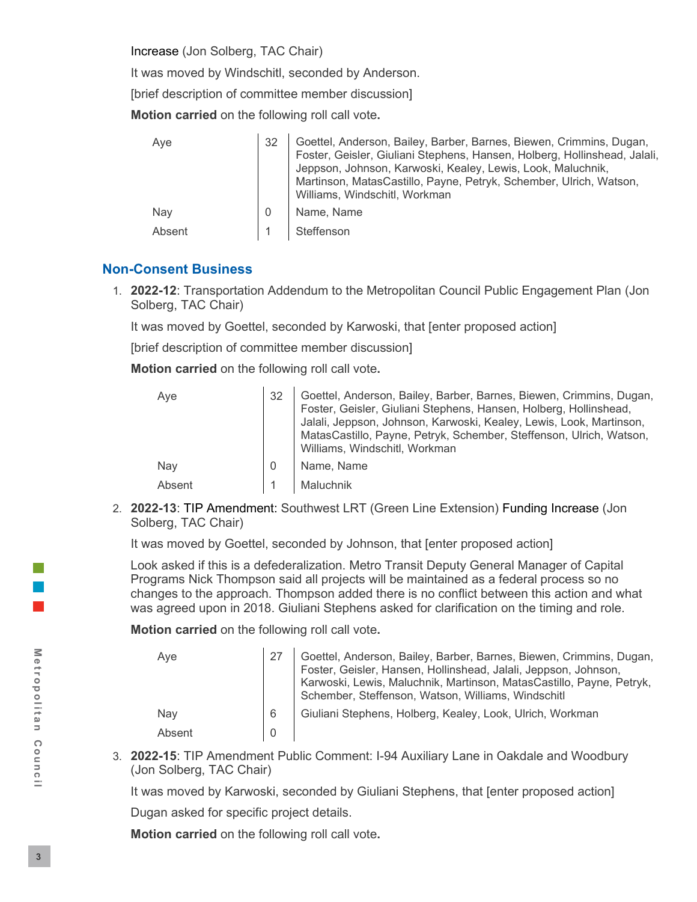Increase (Jon Solberg, TAC Chair)

It was moved by Windschitl, seconded by Anderson.

[brief description of committee member discussion]

**Motion carried** on the following roll call vote**.**

| | | |
|---|---|---|
| Aye | 32 | Goettel, Anderson, Bailey, Barber, Barnes, Biewen, Crimmins, Dugan, Foster, Geisler, Giuliani Stephens, Hansen, Holberg, Hollinshead, Jalali, Jeppson, Johnson, Karwoski, Kealey, Lewis, Look, Maluchnik, Martinson, MatasCastillo, Payne, Petryk, Schember, Ulrich, Watson, Williams, Windschitl, Workman |
| Nay | 0 | Name, Name |
| Absent | 1 | Steffenson |

## Non-Consent Business

1. **2022-12**: Transportation Addendum to the Metropolitan Council Public Engagement Plan (Jon Solberg, TAC Chair)

   It was moved by Goettel, seconded by Karwoski, that [enter proposed action]

   [brief description of committee member discussion]

   **Motion carried** on the following roll call vote**.**

   | | | |
   |---|---|---|
   | Aye | 32 | Goettel, Anderson, Bailey, Barber, Barnes, Biewen, Crimmins, Dugan, Foster, Geisler, Giuliani Stephens, Hansen, Holberg, Hollinshead, Jalali, Jeppson, Johnson, Karwoski, Kealey, Lewis, Look, Martinson, MatasCastillo, Payne, Petryk, Schember, Steffenson, Ulrich, Watson, Williams, Windschitl, Workman |
   | Nay | 0 | Name, Name |
   | Absent | 1 | Maluchnik |

2. **2022-13**: TIP Amendment: Southwest LRT (Green Line Extension) Funding Increase (Jon Solberg, TAC Chair)

   It was moved by Goettel, seconded by Johnson, that [enter proposed action]

   Look asked if this is a defederalization. Metro Transit Deputy General Manager of Capital Programs Nick Thompson said all projects will be maintained as a federal process so no changes to the approach. Thompson added there is no conflict between this action and what was agreed upon in 2018. Giuliani Stephens asked for clarification on the timing and role.

   **Motion carried** on the following roll call vote**.**

   | | | |
   |---|---|---|
   | Aye | 27 | Goettel, Anderson, Bailey, Barber, Barnes, Biewen, Crimmins, Dugan, Foster, Geisler, Hansen, Hollinshead, Jalali, Jeppson, Johnson, Karwoski, Lewis, Maluchnik, Martinson, MatasCastillo, Payne, Petryk, Schember, Steffenson, Watson, Williams, Windschitl |
   | Nay | 6 | Giuliani Stephens, Holberg, Kealey, Look, Ulrich, Workman |
   | Absent | 0 | |

3. **2022-15**: TIP Amendment Public Comment: I-94 Auxiliary Lane in Oakdale and Woodbury (Jon Solberg, TAC Chair)

   It was moved by Karwoski, seconded by Giuliani Stephens, that [enter proposed action]

   Dugan asked for specific project details.

   **Motion carried** on the following roll call vote**.**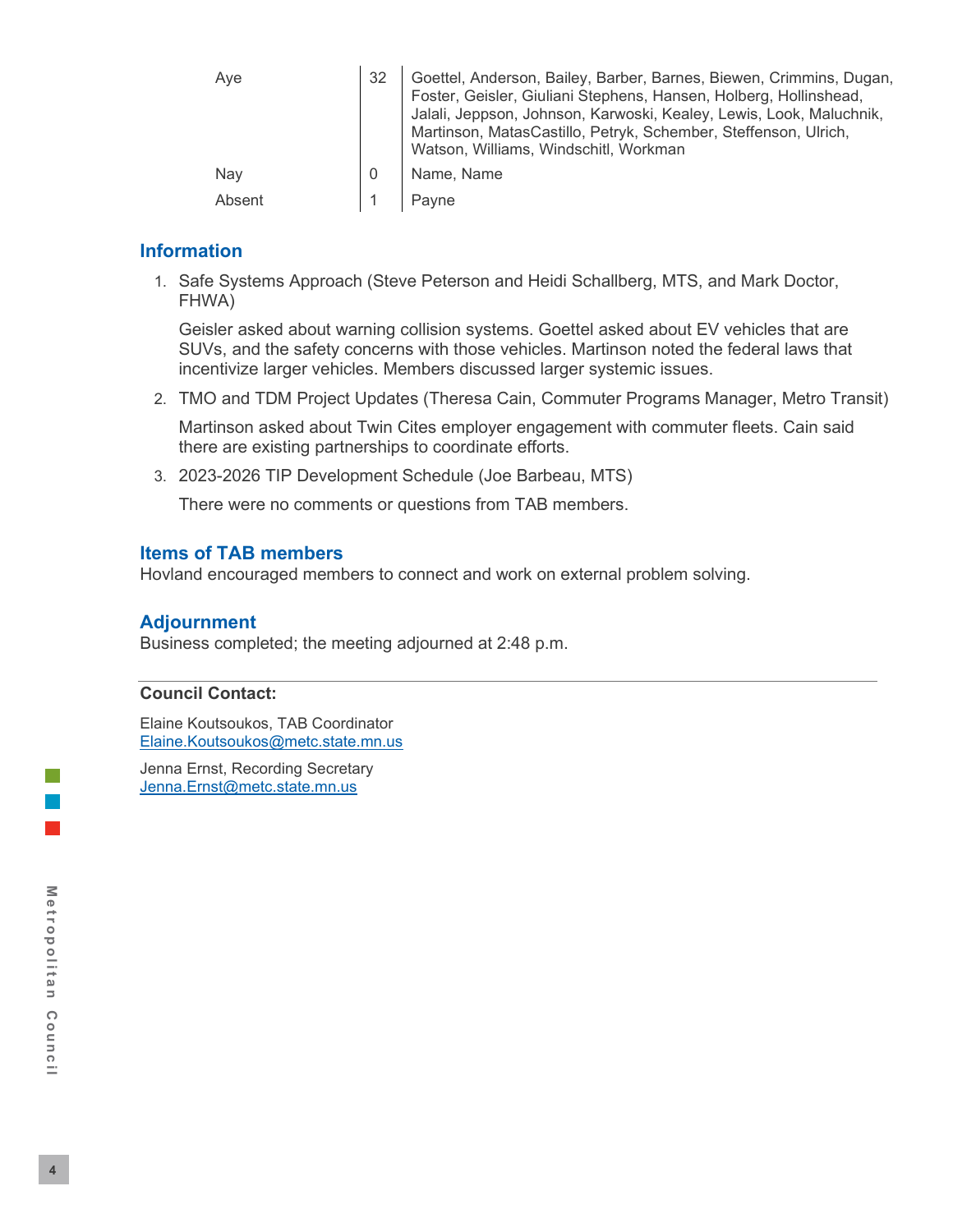| | | |
|---|---|---|
| Aye | 32 | Goettel, Anderson, Bailey, Barber, Barnes, Biewen, Crimmins, Dugan, Foster, Geisler, Giuliani Stephens, Hansen, Holberg, Hollinshead, Jalali, Jeppson, Johnson, Karwoski, Kealey, Lewis, Look, Maluchnik, Martinson, MatasCastillo, Petryk, Schember, Steffenson, Ulrich, Watson, Williams, Windschitl, Workman |
| Nay | 0 | Name, Name |
| Absent | 1 | Payne |

## Information

1. Safe Systems Approach (Steve Peterson and Heidi Schallberg, MTS, and Mark Doctor, FHWA)

   Geisler asked about warning collision systems. Goettel asked about EV vehicles that are SUVs, and the safety concerns with those vehicles. Martinson noted the federal laws that incentivize larger vehicles. Members discussed larger systemic issues.

2. TMO and TDM Project Updates (Theresa Cain, Commuter Programs Manager, Metro Transit)

   Martinson asked about Twin Cites employer engagement with commuter fleets. Cain said there are existing partnerships to coordinate efforts.

3. 2023-2026 TIP Development Schedule (Joe Barbeau, MTS)

   There were no comments or questions from TAB members.

## Items of TAB members

Hovland encouraged members to connect and work on external problem solving.

## Adjournment

Business completed; the meeting adjourned at 2:48 p.m.

---

**Council Contact:**

Elaine Koutsoukos, TAB Coordinator
Elaine.Koutsoukos@metc.state.mn.us

Jenna Ernst, Recording Secretary
Jenna.Ernst@metc.state.mn.us